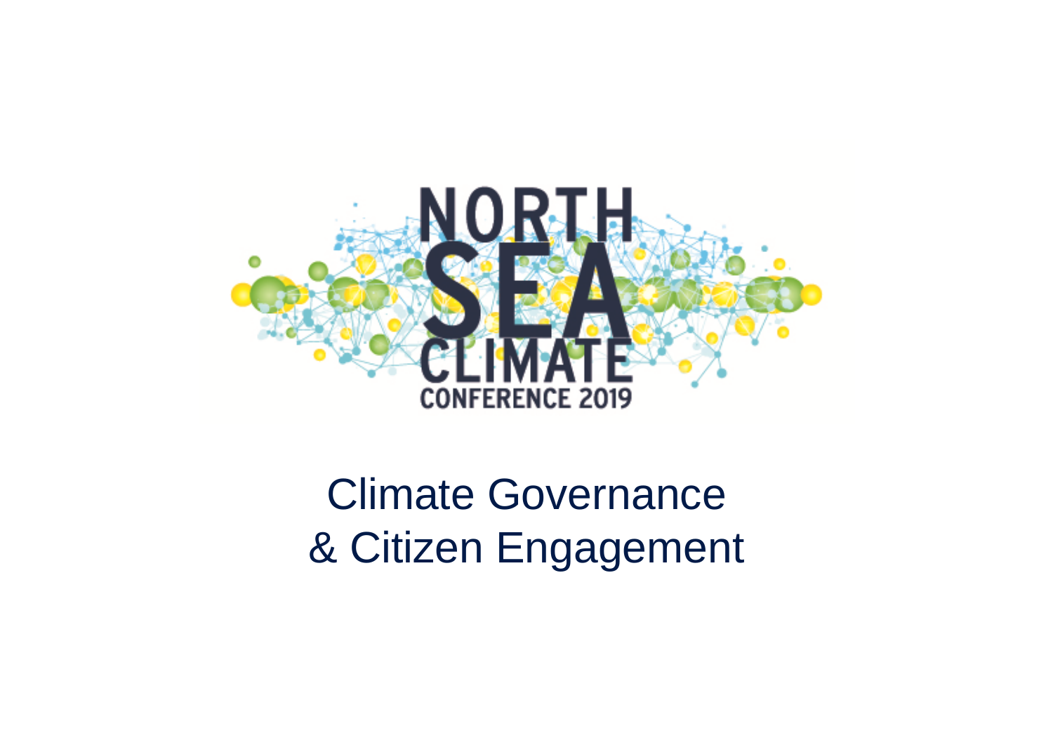NORTH SEA CLIMATE CONFERENCE 2019

# Climate Governance & Citizen Engagement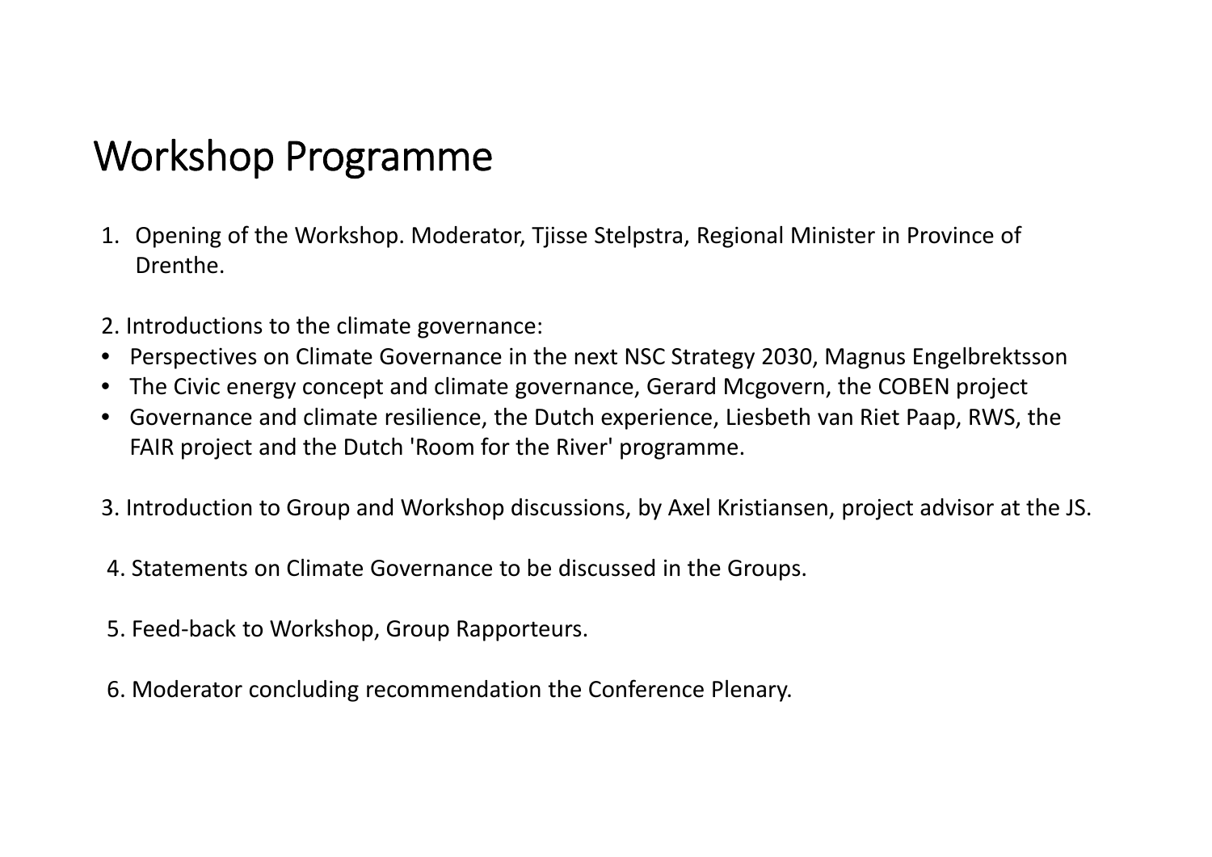# Workshop Programme

1. Opening of the Workshop. Moderator, Tjisse Stelpstra, Regional Minister in Province of Drenthe.

2. Introductions to the climate governance:

- Perspectives on Climate Governance in the next NSC Strategy 2030, Magnus Engelbrektsson
- The Civic energy concept and climate governance, Gerard Mcgovern, the COBEN project
- Governance and climate resilience, the Dutch experience, Liesbeth van Riet Paap, RWS, the FAIR project and the Dutch 'Room for the River' programme.

3. Introduction to Group and Workshop discussions, by Axel Kristiansen, project advisor at the JS.

4. Statements on Climate Governance to be discussed in the Groups.

5. Feed-back to Workshop, Group Rapporteurs.

6. Moderator concluding recommendation the Conference Plenary.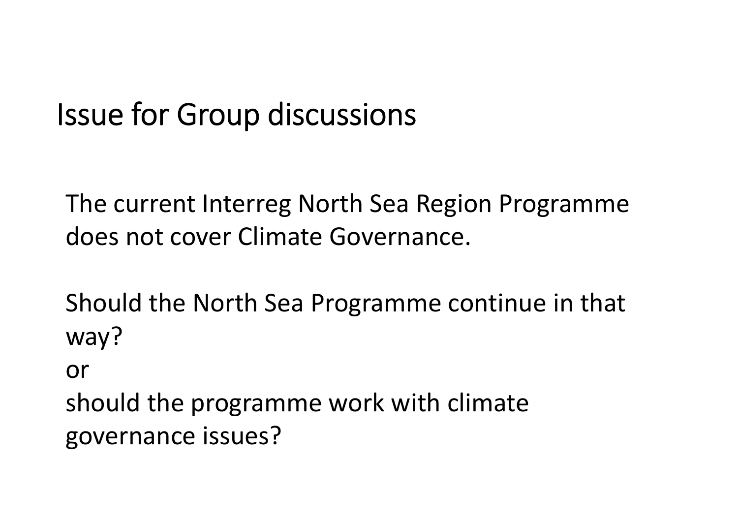# Issue for Group discussions

The current Interreg North Sea Region Programme does not cover Climate Governance.

Should the North Sea Programme continue in that way?
or
should the programme work with climate governance issues?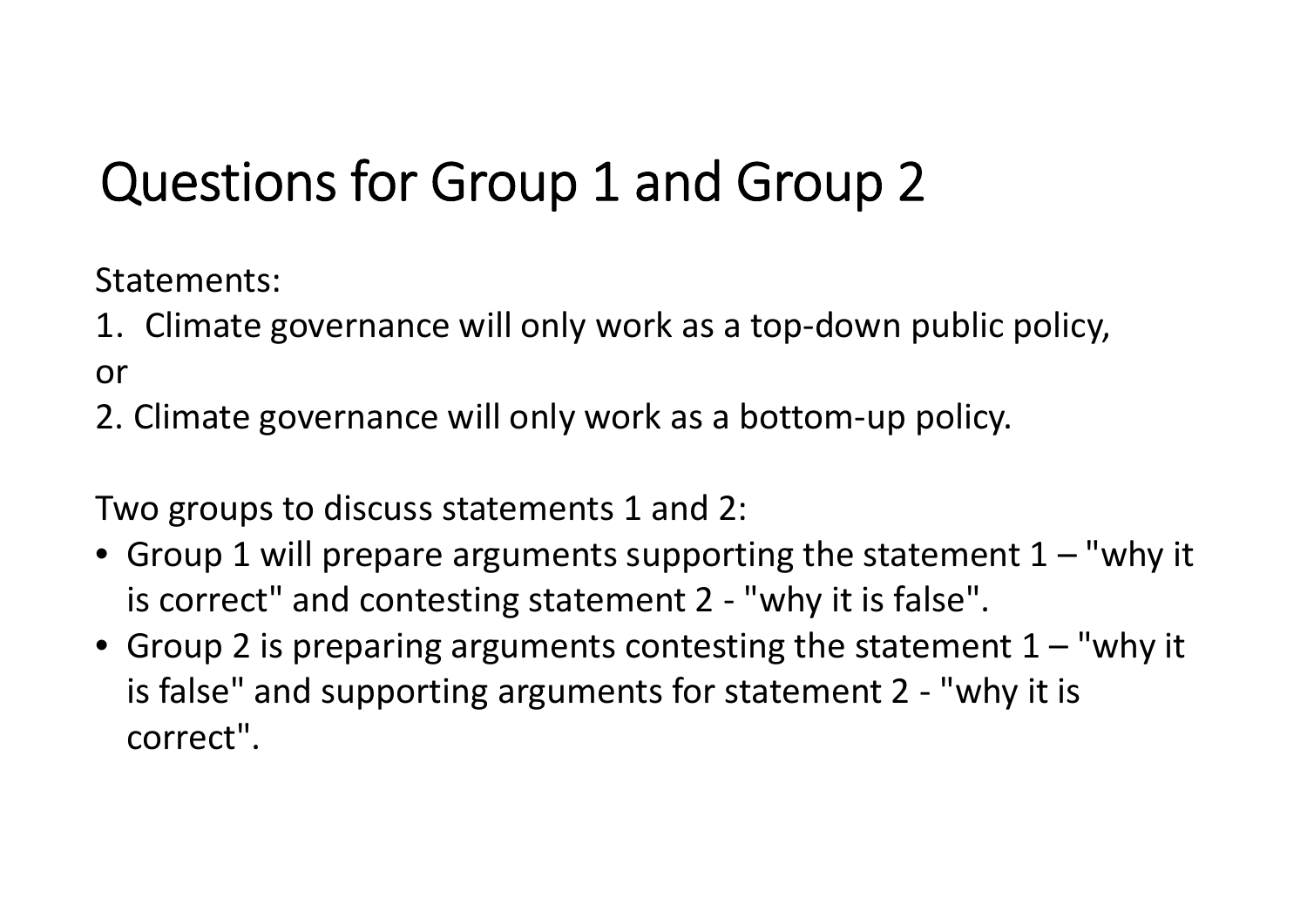# Questions for Group 1 and Group 2

Statements:

1. Climate governance will only work as a top-down public policy,

or

2. Climate governance will only work as a bottom-up policy.

Two groups to discuss statements 1 and 2:

- Group 1 will prepare arguments supporting the statement 1 – "why it is correct" and contesting statement 2 - "why it is false".
- Group 2 is preparing arguments contesting the statement 1 – "why it is false" and supporting arguments for statement 2 - "why it is correct".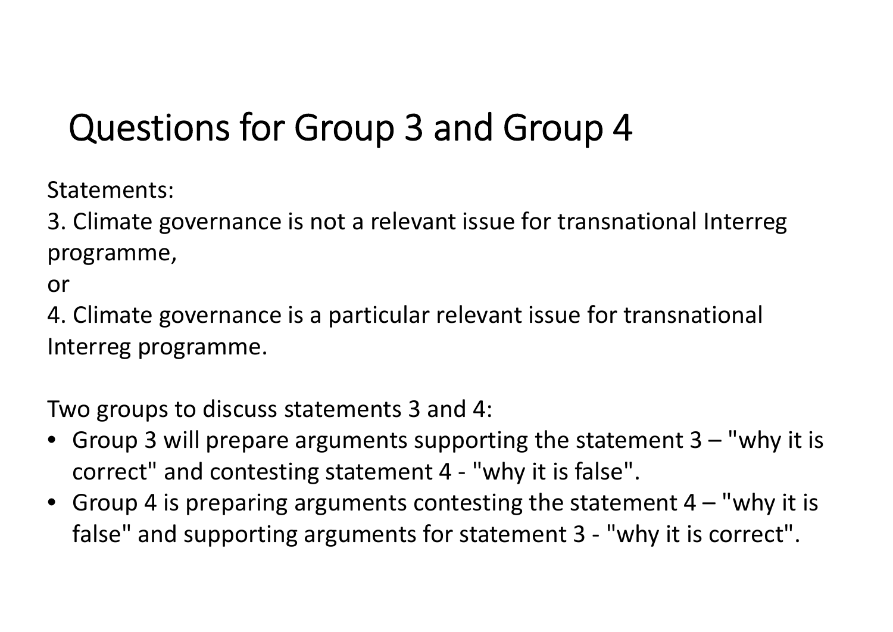# Questions for Group 3 and Group 4

Statements:

3. Climate governance is not a relevant issue for transnational Interreg programme,

or

4. Climate governance is a particular relevant issue for transnational Interreg programme.

Two groups to discuss statements 3 and 4:

- Group 3 will prepare arguments supporting the statement 3 – "why it is correct" and contesting statement 4 - "why it is false".
- Group 4 is preparing arguments contesting the statement 4 – "why it is false" and supporting arguments for statement 3 - "why it is correct".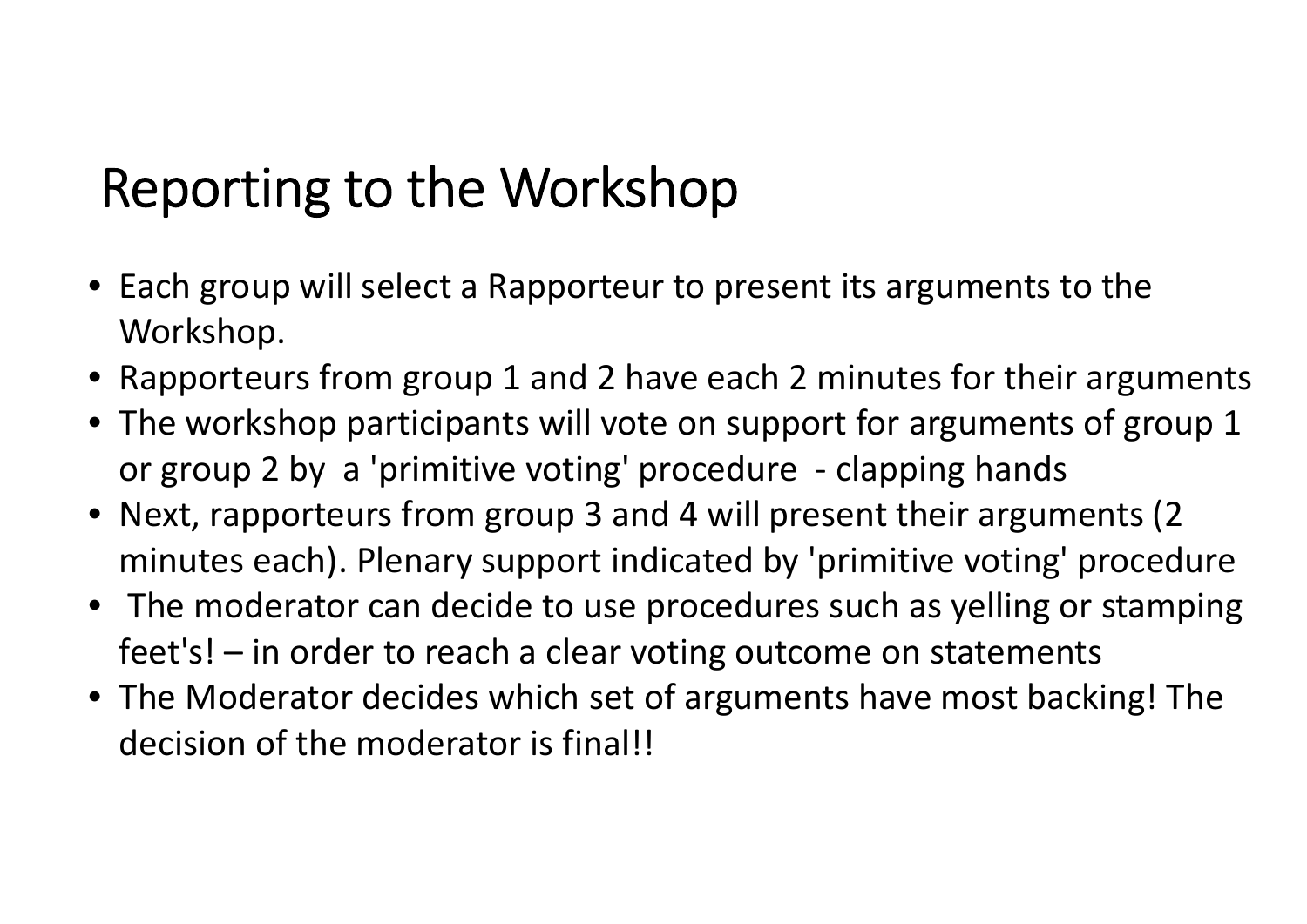# Reporting to the Workshop

- Each group will select a Rapporteur to present its arguments to the Workshop.
- Rapporteurs from group 1 and 2 have each 2 minutes for their arguments
- The workshop participants will vote on support for arguments of group 1 or group 2 by a 'primitive voting' procedure - clapping hands
- Next, rapporteurs from group 3 and 4 will present their arguments (2 minutes each). Plenary support indicated by 'primitive voting' procedure
- The moderator can decide to use procedures such as yelling or stamping feet's! – in order to reach a clear voting outcome on statements
- The Moderator decides which set of arguments have most backing! The decision of the moderator is final!!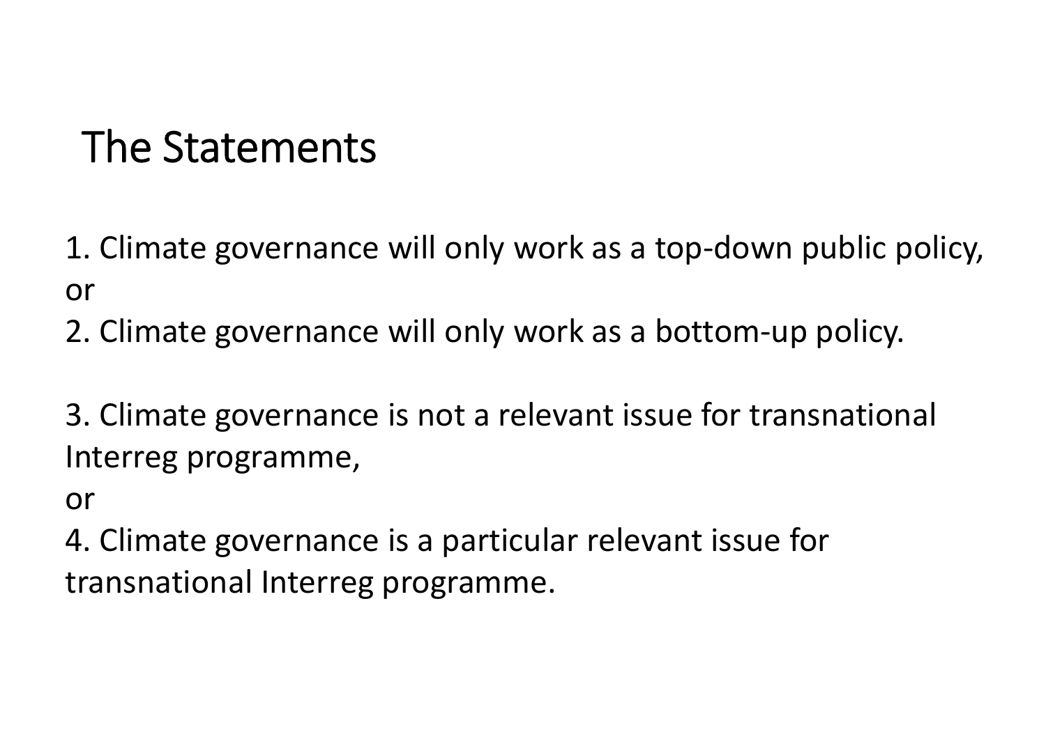# The Statements

1. Climate governance will only work as a top-down public policy,
or
2. Climate governance will only work as a bottom-up policy.

3. Climate governance is not a relevant issue for transnational Interreg programme,
or
4. Climate governance is a particular relevant issue for transnational Interreg programme.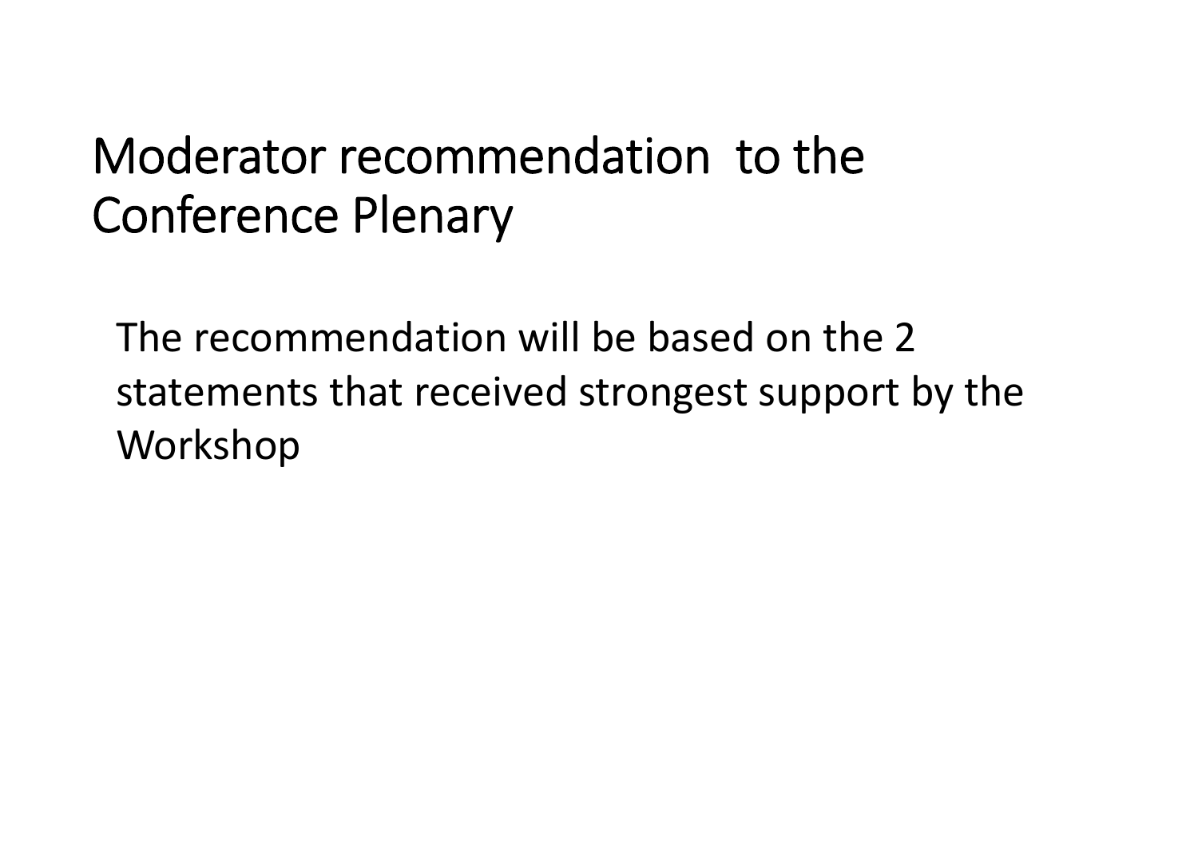# Moderator recommendation to the Conference Plenary

The recommendation will be based on the 2 statements that received strongest support by the Workshop